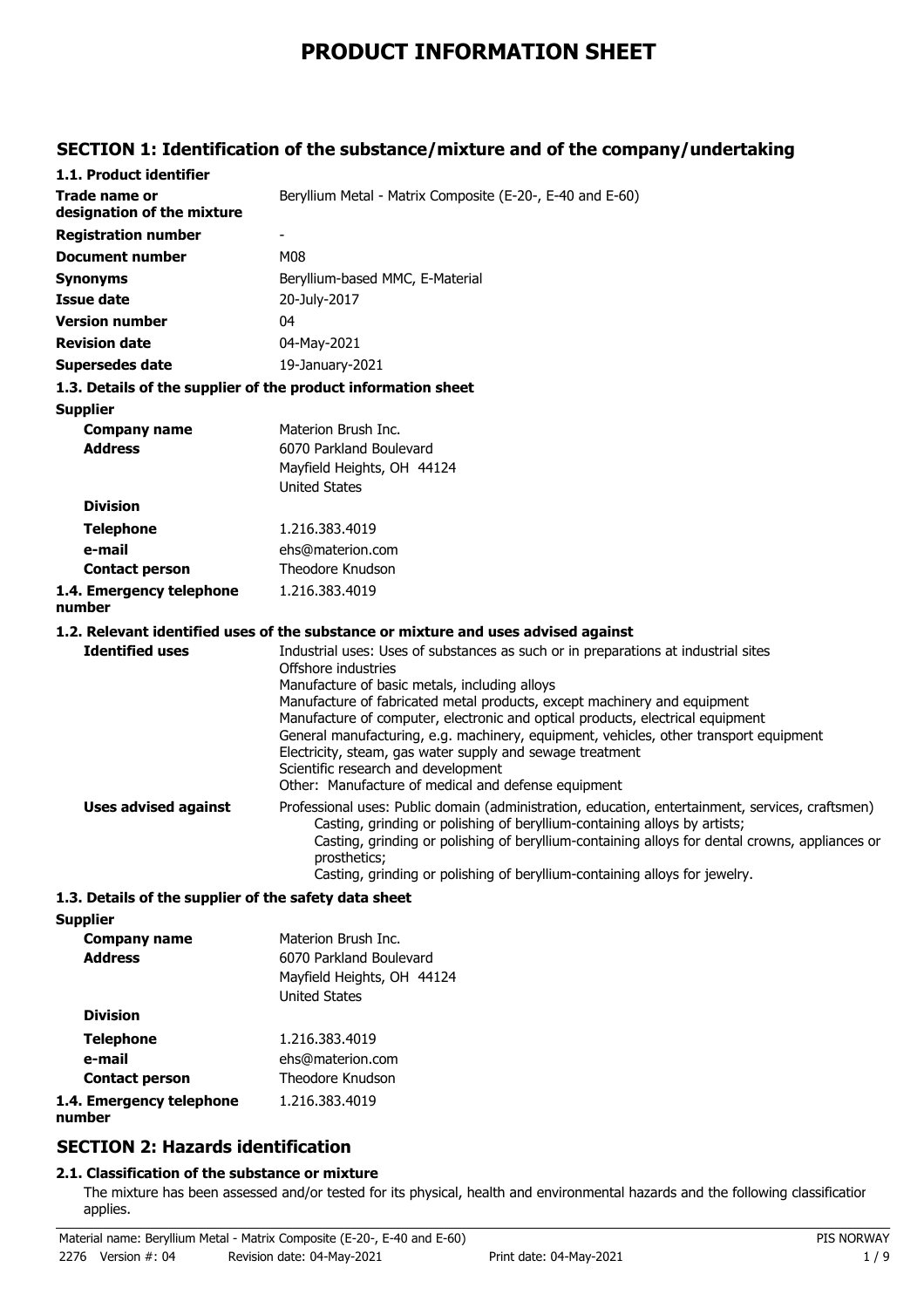# PRODUCT INFORMATION SHEET

## SECTION 1: Identification of the substance/mixture and of the company/undertaking

### 1.1. Product identifier

| | |
|---|---|
| **Trade name or designation of the mixture** | Beryllium Metal - Matrix Composite (E-20-, E-40 and E-60) |
| **Registration number** | - |
| **Document number** | M08 |
| **Synonyms** | Beryllium-based MMC, E-Material |
| **Issue date** | 20-July-2017 |
| **Version number** | 04 |
| **Revision date** | 04-May-2021 |
| **Supersedes date** | 19-January-2021 |

### 1.3. Details of the supplier of the product information sheet

**Supplier**

| | |
|---|---|
| **Company name** | Materion Brush Inc. |
| **Address** | 6070 Parkland Boulevard<br>Mayfield Heights, OH 44124<br>United States |
| **Division** | |
| **Telephone** | 1.216.383.4019 |
| **e-mail** | ehs@materion.com |
| **Contact person** | Theodore Knudson |
| **1.4. Emergency telephone number** | 1.216.383.4019 |

### 1.2. Relevant identified uses of the substance or mixture and uses advised against

**Identified uses**

Industrial uses: Uses of substances as such or in preparations at industrial sites
Offshore industries
Manufacture of basic metals, including alloys
Manufacture of fabricated metal products, except machinery and equipment
Manufacture of computer, electronic and optical products, electrical equipment
General manufacturing, e.g. machinery, equipment, vehicles, other transport equipment
Electricity, steam, gas water supply and sewage treatment
Scientific research and development
Other: Manufacture of medical and defense equipment

**Uses advised against**

Professional uses: Public domain (administration, education, entertainment, services, craftsmen)
- Casting, grinding or polishing of beryllium-containing alloys by artists;
- Casting, grinding or polishing of beryllium-containing alloys for dental crowns, appliances or prosthetics;
- Casting, grinding or polishing of beryllium-containing alloys for jewelry.

### 1.3. Details of the supplier of the safety data sheet

**Supplier**

| | |
|---|---|
| **Company name** | Materion Brush Inc. |
| **Address** | 6070 Parkland Boulevard<br>Mayfield Heights, OH 44124<br>United States |
| **Division** | |
| **Telephone** | 1.216.383.4019 |
| **e-mail** | ehs@materion.com |
| **Contact person** | Theodore Knudson |
| **1.4. Emergency telephone number** | 1.216.383.4019 |

## SECTION 2: Hazards identification

### 2.1. Classification of the substance or mixture

The mixture has been assessed and/or tested for its physical, health and environmental hazards and the following classification applies.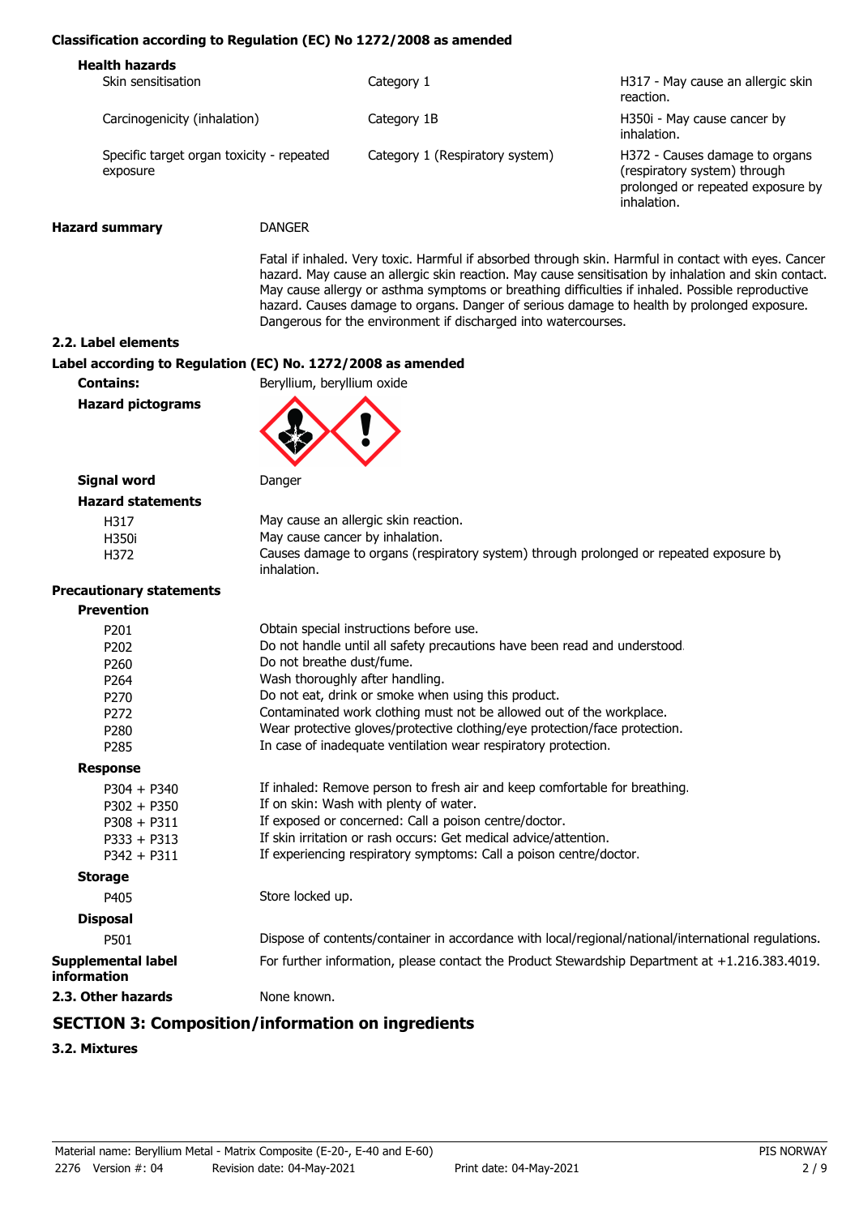**Classification according to Regulation (EC) No 1272/2008 as amended**

**Health hazards**

| | | |
|---|---|---|
| Skin sensitisation | Category 1 | H317 - May cause an allergic skin reaction. |
| Carcinogenicity (inhalation) | Category 1B | H350i - May cause cancer by inhalation. |
| Specific target organ toxicity - repeated exposure | Category 1 (Respiratory system) | H372 - Causes damage to organs (respiratory system) through prolonged or repeated exposure by inhalation. |

**Hazard summary** DANGER

Fatal if inhaled. Very toxic. Harmful if absorbed through skin. Harmful in contact with eyes. Cancer hazard. May cause an allergic skin reaction. May cause sensitisation by inhalation and skin contact. May cause allergy or asthma symptoms or breathing difficulties if inhaled. Possible reproductive hazard. Causes damage to organs. Danger of serious damage to health by prolonged exposure. Dangerous for the environment if discharged into watercourses.

**2.2. Label elements**

**Label according to Regulation (EC) No. 1272/2008 as amended**

**Contains:** Beryllium, beryllium oxide

**Hazard pictograms**

**Signal word** Danger

**Hazard statements**

| | |
|---|---|
| H317 | May cause an allergic skin reaction. |
| H350i | May cause cancer by inhalation. |
| H372 | Causes damage to organs (respiratory system) through prolonged or repeated exposure by inhalation. |

**Precautionary statements**

**Prevention**

| | |
|---|---|
| P201 | Obtain special instructions before use. |
| P202 | Do not handle until all safety precautions have been read and understood. |
| P260 | Do not breathe dust/fume. |
| P264 | Wash thoroughly after handling. |
| P270 | Do not eat, drink or smoke when using this product. |
| P272 | Contaminated work clothing must not be allowed out of the workplace. |
| P280 | Wear protective gloves/protective clothing/eye protection/face protection. |
| P285 | In case of inadequate ventilation wear respiratory protection. |

**Response**

| | |
|---|---|
| P304 + P340 | If inhaled: Remove person to fresh air and keep comfortable for breathing. |
| P302 + P350 | If on skin: Wash with plenty of water. |
| P308 + P311 | If exposed or concerned: Call a poison centre/doctor. |
| P333 + P313 | If skin irritation or rash occurs: Get medical advice/attention. |
| P342 + P311 | If experiencing respiratory symptoms: Call a poison centre/doctor. |

**Storage**

| | |
|---|---|
| P405 | Store locked up. |

**Disposal**

| | |
|---|---|
| P501 | Dispose of contents/container in accordance with local/regional/national/international regulations. |

**Supplemental label information** For further information, please contact the Product Stewardship Department at +1.216.383.4019.

**2.3. Other hazards** None known.

## SECTION 3: Composition/information on ingredients

**3.2. Mixtures**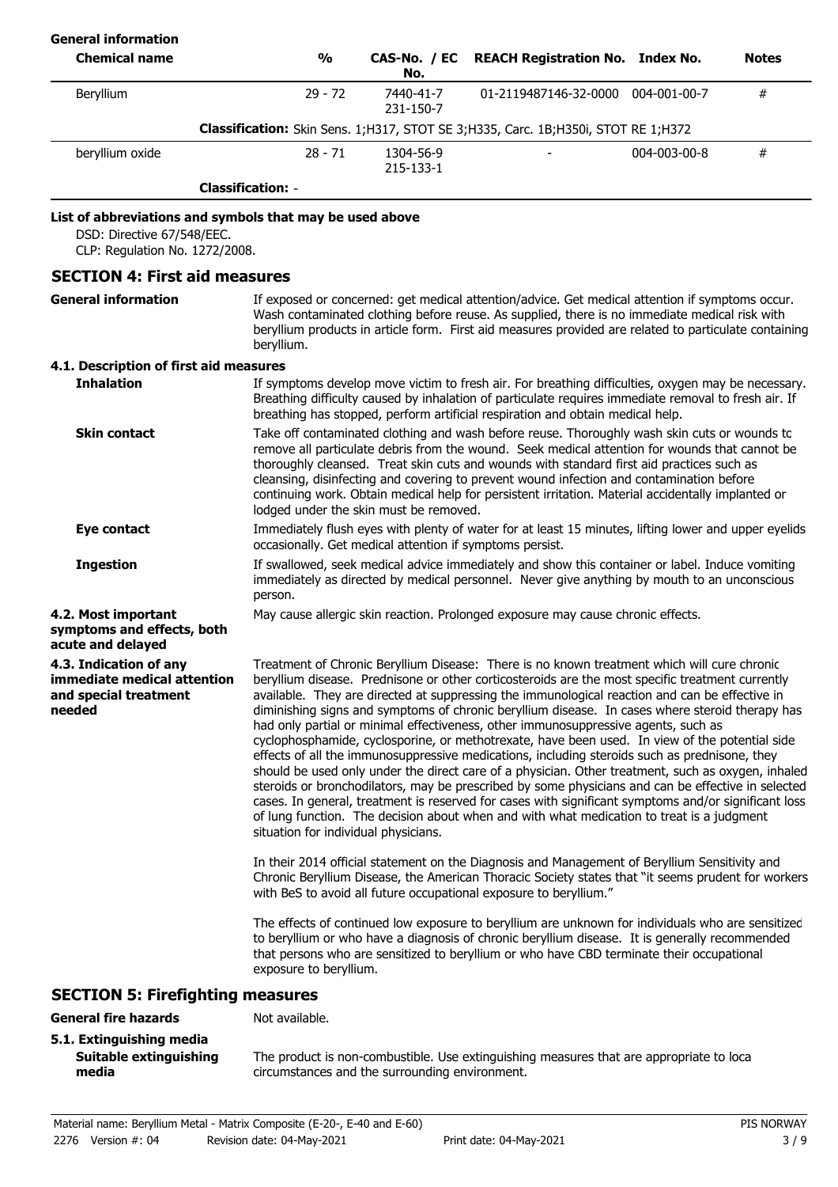**General information**

| Chemical name | % | CAS-No. / EC No. | REACH Registration No. | Index No. | Notes |
|---|---|---|---|---|---|
| Beryllium | 29 - 72 | 7440-41-7<br>231-150-7 | 01-2119487146-32-0000 | 004-001-00-7 | # |
| **Classification:** Skin Sens. 1;H317, STOT SE 3;H335, Carc. 1B;H350i, STOT RE 1;H372 | | | | | |
| beryllium oxide | 28 - 71 | 1304-56-9<br>215-133-1 | - | 004-003-00-8 | # |
| **Classification:** - | | | | | |

**List of abbreviations and symbols that may be used above**

DSD: Directive 67/548/EEC.
CLP: Regulation No. 1272/2008.

## SECTION 4: First aid measures

**General information**

If exposed or concerned: get medical attention/advice. Get medical attention if symptoms occur. Wash contaminated clothing before reuse. As supplied, there is no immediate medical risk with beryllium products in article form. First aid measures provided are related to particulate containing beryllium.

### 4.1. Description of first aid measures

**Inhalation**

If symptoms develop move victim to fresh air. For breathing difficulties, oxygen may be necessary. Breathing difficulty caused by inhalation of particulate requires immediate removal to fresh air. If breathing has stopped, perform artificial respiration and obtain medical help.

**Skin contact**

Take off contaminated clothing and wash before reuse. Thoroughly wash skin cuts or wounds to remove all particulate debris from the wound. Seek medical attention for wounds that cannot be thoroughly cleansed. Treat skin cuts and wounds with standard first aid practices such as cleansing, disinfecting and covering to prevent wound infection and contamination before continuing work. Obtain medical help for persistent irritation. Material accidentally implanted or lodged under the skin must be removed.

**Eye contact**

Immediately flush eyes with plenty of water for at least 15 minutes, lifting lower and upper eyelids occasionally. Get medical attention if symptoms persist.

**Ingestion**

If swallowed, seek medical advice immediately and show this container or label. Induce vomiting immediately as directed by medical personnel. Never give anything by mouth to an unconscious person.

**4.2. Most important symptoms and effects, both acute and delayed**

May cause allergic skin reaction. Prolonged exposure may cause chronic effects.

**4.3. Indication of any immediate medical attention and special treatment needed**

Treatment of Chronic Beryllium Disease: There is no known treatment which will cure chronic beryllium disease. Prednisone or other corticosteroids are the most specific treatment currently available. They are directed at suppressing the immunological reaction and can be effective in diminishing signs and symptoms of chronic beryllium disease. In cases where steroid therapy has had only partial or minimal effectiveness, other immunosuppressive agents, such as cyclophosphamide, cyclosporine, or methotrexate, have been used. In view of the potential side effects of all the immunosuppressive medications, including steroids such as prednisone, they should be used only under the direct care of a physician. Other treatment, such as oxygen, inhaled steroids or bronchodilators, may be prescribed by some physicians and can be effective in selected cases. In general, treatment is reserved for cases with significant symptoms and/or significant loss of lung function. The decision about when and with what medication to treat is a judgment situation for individual physicians.

In their 2014 official statement on the Diagnosis and Management of Beryllium Sensitivity and Chronic Beryllium Disease, the American Thoracic Society states that "it seems prudent for workers with BeS to avoid all future occupational exposure to beryllium."

The effects of continued low exposure to beryllium are unknown for individuals who are sensitized to beryllium or who have a diagnosis of chronic beryllium disease. It is generally recommended that persons who are sensitized to beryllium or who have CBD terminate their occupational exposure to beryllium.

## SECTION 5: Firefighting measures

**General fire hazards**

Not available.

### 5.1. Extinguishing media

**Suitable extinguishing media**

The product is non-combustible. Use extinguishing measures that are appropriate to loca circumstances and the surrounding environment.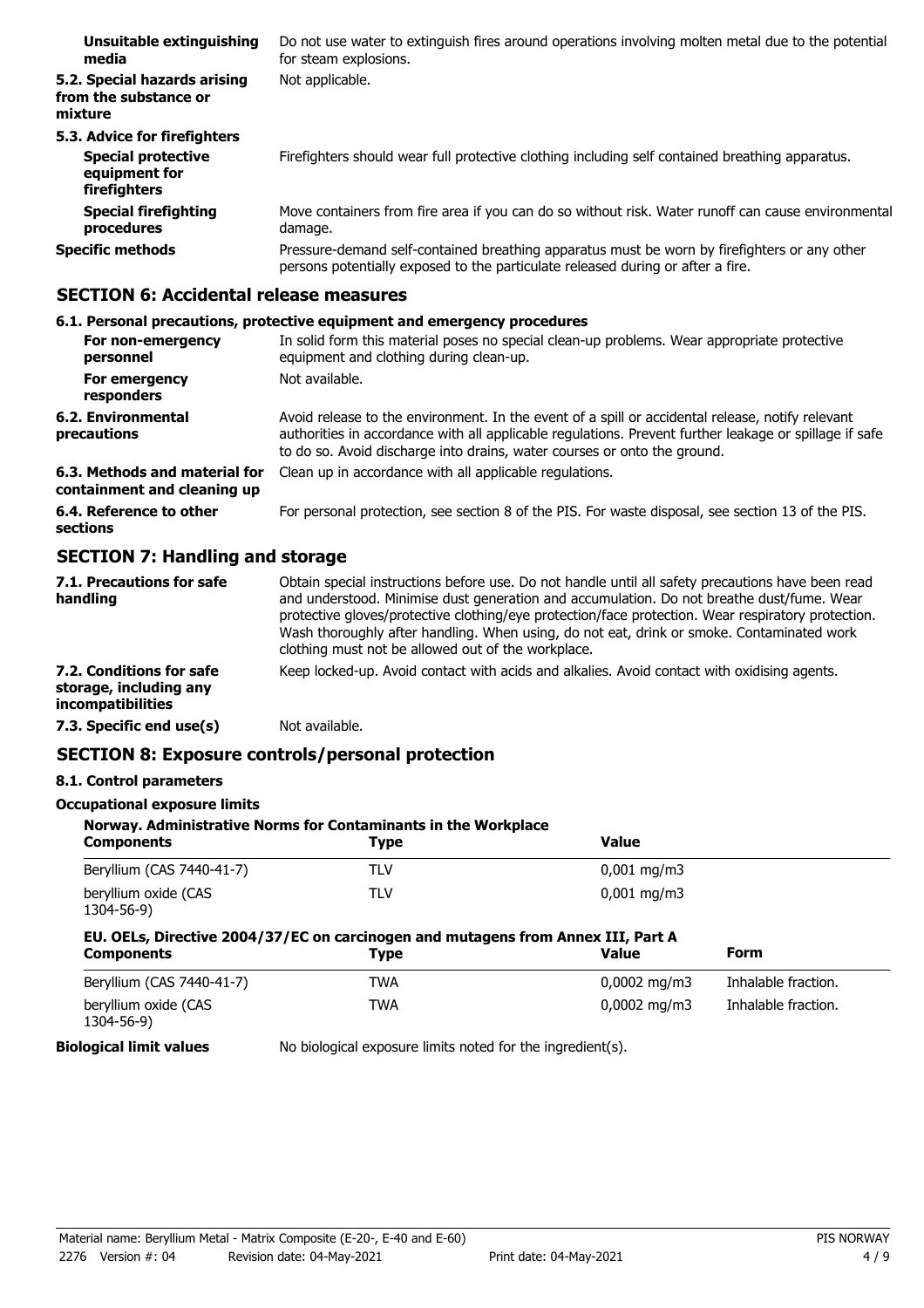**Unsuitable extinguishing media**
Do not use water to extinguish fires around operations involving molten metal due to the potential for steam explosions.

**5.2. Special hazards arising from the substance or mixture**
Not applicable.

**5.3. Advice for firefighters**

**Special protective equipment for firefighters**
Firefighters should wear full protective clothing including self contained breathing apparatus.

**Special firefighting procedures**
Move containers from fire area if you can do so without risk. Water runoff can cause environmental damage.

**Specific methods**
Pressure-demand self-contained breathing apparatus must be worn by firefighters or any other persons potentially exposed to the particulate released during or after a fire.

## SECTION 6: Accidental release measures

**6.1. Personal precautions, protective equipment and emergency procedures**

**For non-emergency personnel**
In solid form this material poses no special clean-up problems. Wear appropriate protective equipment and clothing during clean-up.

**For emergency responders**
Not available.

**6.2. Environmental precautions**
Avoid release to the environment. In the event of a spill or accidental release, notify relevant authorities in accordance with all applicable regulations. Prevent further leakage or spillage if safe to do so. Avoid discharge into drains, water courses or onto the ground.

**6.3. Methods and material for containment and cleaning up**
Clean up in accordance with all applicable regulations.

**6.4. Reference to other sections**
For personal protection, see section 8 of the PIS. For waste disposal, see section 13 of the PIS.

## SECTION 7: Handling and storage

**7.1. Precautions for safe handling**
Obtain special instructions before use. Do not handle until all safety precautions have been read and understood. Minimise dust generation and accumulation. Do not breathe dust/fume. Wear protective gloves/protective clothing/eye protection/face protection. Wear respiratory protection. Wash thoroughly after handling. When using, do not eat, drink or smoke. Contaminated work clothing must not be allowed out of the workplace.

**7.2. Conditions for safe storage, including any incompatibilities**
Keep locked-up. Avoid contact with acids and alkalies. Avoid contact with oxidising agents.

**7.3. Specific end use(s)**
Not available.

## SECTION 8: Exposure controls/personal protection

**8.1. Control parameters**

**Occupational exposure limits**

**Norway. Administrative Norms for Contaminants in the Workplace**

| Components | Type | Value |
|---|---|---|
| Beryllium (CAS 7440-41-7) | TLV | 0,001 mg/m3 |
| beryllium oxide (CAS 1304-56-9) | TLV | 0,001 mg/m3 |

**EU. OELs, Directive 2004/37/EC on carcinogen and mutagens from Annex III, Part A**

| Components | Type | Value | Form |
|---|---|---|---|
| Beryllium (CAS 7440-41-7) | TWA | 0,0002 mg/m3 | Inhalable fraction. |
| beryllium oxide (CAS 1304-56-9) | TWA | 0,0002 mg/m3 | Inhalable fraction. |

**Biological limit values**
No biological exposure limits noted for the ingredient(s).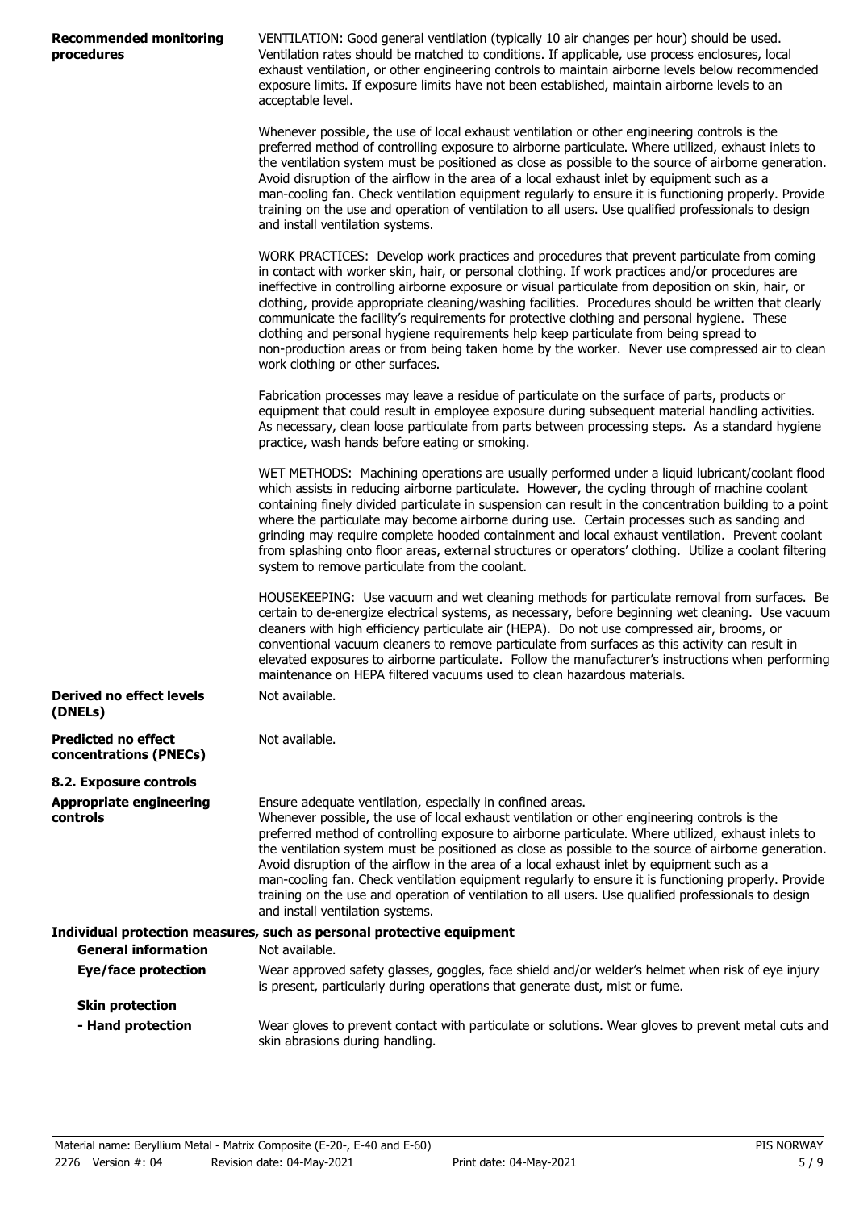**Recommended monitoring procedures**

VENTILATION: Good general ventilation (typically 10 air changes per hour) should be used. Ventilation rates should be matched to conditions. If applicable, use process enclosures, local exhaust ventilation, or other engineering controls to maintain airborne levels below recommended exposure limits. If exposure limits have not been established, maintain airborne levels to an acceptable level.

Whenever possible, the use of local exhaust ventilation or other engineering controls is the preferred method of controlling exposure to airborne particulate. Where utilized, exhaust inlets to the ventilation system must be positioned as close as possible to the source of airborne generation. Avoid disruption of the airflow in the area of a local exhaust inlet by equipment such as a man-cooling fan. Check ventilation equipment regularly to ensure it is functioning properly. Provide training on the use and operation of ventilation to all users. Use qualified professionals to design and install ventilation systems.

WORK PRACTICES: Develop work practices and procedures that prevent particulate from coming in contact with worker skin, hair, or personal clothing. If work practices and/or procedures are ineffective in controlling airborne exposure or visual particulate from deposition on skin, hair, or clothing, provide appropriate cleaning/washing facilities. Procedures should be written that clearly communicate the facility's requirements for protective clothing and personal hygiene. These clothing and personal hygiene requirements help keep particulate from being spread to non-production areas or from being taken home by the worker. Never use compressed air to clean work clothing or other surfaces.

Fabrication processes may leave a residue of particulate on the surface of parts, products or equipment that could result in employee exposure during subsequent material handling activities. As necessary, clean loose particulate from parts between processing steps. As a standard hygiene practice, wash hands before eating or smoking.

WET METHODS: Machining operations are usually performed under a liquid lubricant/coolant flood which assists in reducing airborne particulate. However, the cycling through of machine coolant containing finely divided particulate in suspension can result in the concentration building to a point where the particulate may become airborne during use. Certain processes such as sanding and grinding may require complete hooded containment and local exhaust ventilation. Prevent coolant from splashing onto floor areas, external structures or operators' clothing. Utilize a coolant filtering system to remove particulate from the coolant.

HOUSEKEEPING: Use vacuum and wet cleaning methods for particulate removal from surfaces. Be certain to de-energize electrical systems, as necessary, before beginning wet cleaning. Use vacuum cleaners with high efficiency particulate air (HEPA). Do not use compressed air, brooms, or conventional vacuum cleaners to remove particulate from surfaces as this activity can result in elevated exposures to airborne particulate. Follow the manufacturer's instructions when performing maintenance on HEPA filtered vacuums used to clean hazardous materials.

**Derived no effect levels (DNELs)**

Not available.

**Predicted no effect concentrations (PNECs)**

Not available.

**8.2. Exposure controls**

**Appropriate engineering controls**

Ensure adequate ventilation, especially in confined areas.
Whenever possible, the use of local exhaust ventilation or other engineering controls is the preferred method of controlling exposure to airborne particulate. Where utilized, exhaust inlets to the ventilation system must be positioned as close as possible to the source of airborne generation. Avoid disruption of the airflow in the area of a local exhaust inlet by equipment such as a man-cooling fan. Check ventilation equipment regularly to ensure it is functioning properly. Provide training on the use and operation of ventilation to all users. Use qualified professionals to design and install ventilation systems.

**Individual protection measures, such as personal protective equipment**

**General information**

Not available.

**Eye/face protection**

Wear approved safety glasses, goggles, face shield and/or welder's helmet when risk of eye injury is present, particularly during operations that generate dust, mist or fume.

**Skin protection**

**- Hand protection**

Wear gloves to prevent contact with particulate or solutions. Wear gloves to prevent metal cuts and skin abrasions during handling.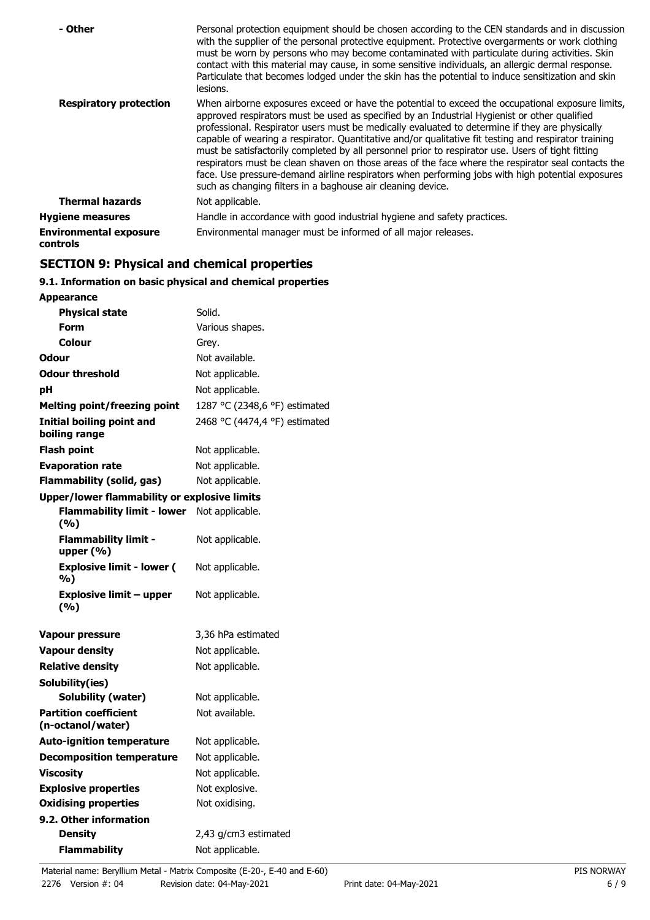| | |
|---|---|
| **- Other** | Personal protection equipment should be chosen according to the CEN standards and in discussion with the supplier of the personal protective equipment. Protective overgarments or work clothing must be worn by persons who may become contaminated with particulate during activities. Skin contact with this material may cause, in some sensitive individuals, an allergic dermal response. Particulate that becomes lodged under the skin has the potential to induce sensitization and skin lesions. |
| **Respiratory protection** | When airborne exposures exceed or have the potential to exceed the occupational exposure limits, approved respirators must be used as specified by an Industrial Hygienist or other qualified professional. Respirator users must be medically evaluated to determine if they are physically capable of wearing a respirator. Quantitative and/or qualitative fit testing and respirator training must be satisfactorily completed by all personnel prior to respirator use. Users of tight fitting respirators must be clean shaven on those areas of the face where the respirator seal contacts the face. Use pressure-demand airline respirators when performing jobs with high potential exposures such as changing filters in a baghouse air cleaning device. |
| **Thermal hazards** | Not applicable. |
| **Hygiene measures** | Handle in accordance with good industrial hygiene and safety practices. |
| **Environmental exposure controls** | Environmental manager must be informed of all major releases. |

## SECTION 9: Physical and chemical properties

### 9.1. Information on basic physical and chemical properties

| | |
|---|---|
| **Appearance** | |
| **Physical state** | Solid. |
| **Form** | Various shapes. |
| **Colour** | Grey. |
| **Odour** | Not available. |
| **Odour threshold** | Not applicable. |
| **pH** | Not applicable. |
| **Melting point/freezing point** | 1287 °C (2348,6 °F) estimated |
| **Initial boiling point and boiling range** | 2468 °C (4474,4 °F) estimated |
| **Flash point** | Not applicable. |
| **Evaporation rate** | Not applicable. |
| **Flammability (solid, gas)** | Not applicable. |
| **Upper/lower flammability or explosive limits** | |
| **Flammability limit - lower (%)** | Not applicable. |
| **Flammability limit - upper (%)** | Not applicable. |
| **Explosive limit - lower (%)** | Not applicable. |
| **Explosive limit – upper (%)** | Not applicable. |
| **Vapour pressure** | 3,36 hPa estimated |
| **Vapour density** | Not applicable. |
| **Relative density** | Not applicable. |
| **Solubility(ies)** | |
| **Solubility (water)** | Not applicable. |
| **Partition coefficient (n-octanol/water)** | Not available. |
| **Auto-ignition temperature** | Not applicable. |
| **Decomposition temperature** | Not applicable. |
| **Viscosity** | Not applicable. |
| **Explosive properties** | Not explosive. |
| **Oxidising properties** | Not oxidising. |
| **9.2. Other information** | |
| **Density** | 2,43 g/cm3 estimated |
| **Flammability** | Not applicable. |

Material name: Beryllium Metal - Matrix Composite (E-20-, E-40 and E-60)
2276 Version #: 04 Revision date: 04-May-2021 Print date: 04-May-2021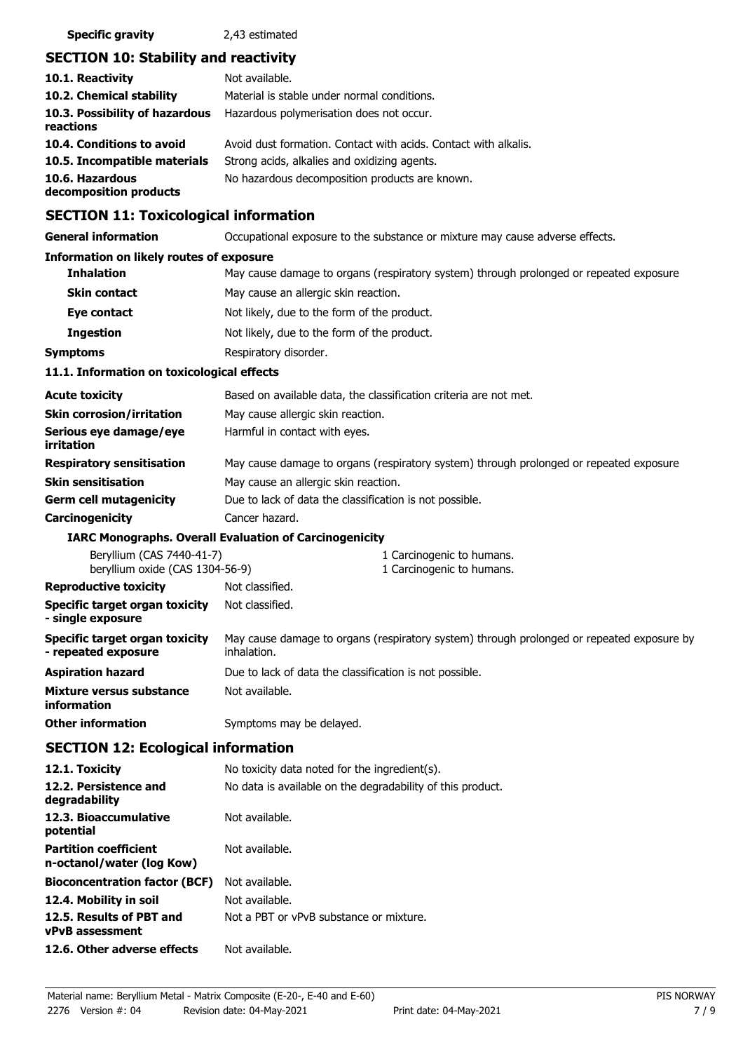**Specific gravity** 2,43 estimated

## SECTION 10: Stability and reactivity

| | |
|---|---|
| **10.1. Reactivity** | Not available. |
| **10.2. Chemical stability** | Material is stable under normal conditions. |
| **10.3. Possibility of hazardous reactions** | Hazardous polymerisation does not occur. |
| **10.4. Conditions to avoid** | Avoid dust formation. Contact with acids. Contact with alkalis. |
| **10.5. Incompatible materials** | Strong acids, alkalies and oxidizing agents. |
| **10.6. Hazardous decomposition products** | No hazardous decomposition products are known. |

## SECTION 11: Toxicological information

**General information** Occupational exposure to the substance or mixture may cause adverse effects.

**Information on likely routes of exposure**

| | |
|---|---|
| **Inhalation** | May cause damage to organs (respiratory system) through prolonged or repeated exposure |
| **Skin contact** | May cause an allergic skin reaction. |
| **Eye contact** | Not likely, due to the form of the product. |
| **Ingestion** | Not likely, due to the form of the product. |
| **Symptoms** | Respiratory disorder. |

**11.1. Information on toxicological effects**

| | |
|---|---|
| **Acute toxicity** | Based on available data, the classification criteria are not met. |
| **Skin corrosion/irritation** | May cause allergic skin reaction. |
| **Serious eye damage/eye irritation** | Harmful in contact with eyes. |
| **Respiratory sensitisation** | May cause damage to organs (respiratory system) through prolonged or repeated exposure |
| **Skin sensitisation** | May cause an allergic skin reaction. |
| **Germ cell mutagenicity** | Due to lack of data the classification is not possible. |
| **Carcinogenicity** | Cancer hazard. |

**IARC Monographs. Overall Evaluation of Carcinogenicity**

| | |
|---|---|
| Beryllium (CAS 7440-41-7) | 1 Carcinogenic to humans. |
| beryllium oxide (CAS 1304-56-9) | 1 Carcinogenic to humans. |

| | |
|---|---|
| **Reproductive toxicity** | Not classified. |
| **Specific target organ toxicity - single exposure** | Not classified. |
| **Specific target organ toxicity - repeated exposure** | May cause damage to organs (respiratory system) through prolonged or repeated exposure by inhalation. |
| **Aspiration hazard** | Due to lack of data the classification is not possible. |
| **Mixture versus substance information** | Not available. |
| **Other information** | Symptoms may be delayed. |

## SECTION 12: Ecological information

| | |
|---|---|
| **12.1. Toxicity** | No toxicity data noted for the ingredient(s). |
| **12.2. Persistence and degradability** | No data is available on the degradability of this product. |
| **12.3. Bioaccumulative potential** | Not available. |
| **Partition coefficient n-octanol/water (log Kow)** | Not available. |
| **Bioconcentration factor (BCF)** | Not available. |
| **12.4. Mobility in soil** | Not available. |
| **12.5. Results of PBT and vPvB assessment** | Not a PBT or vPvB substance or mixture. |
| **12.6. Other adverse effects** | Not available. |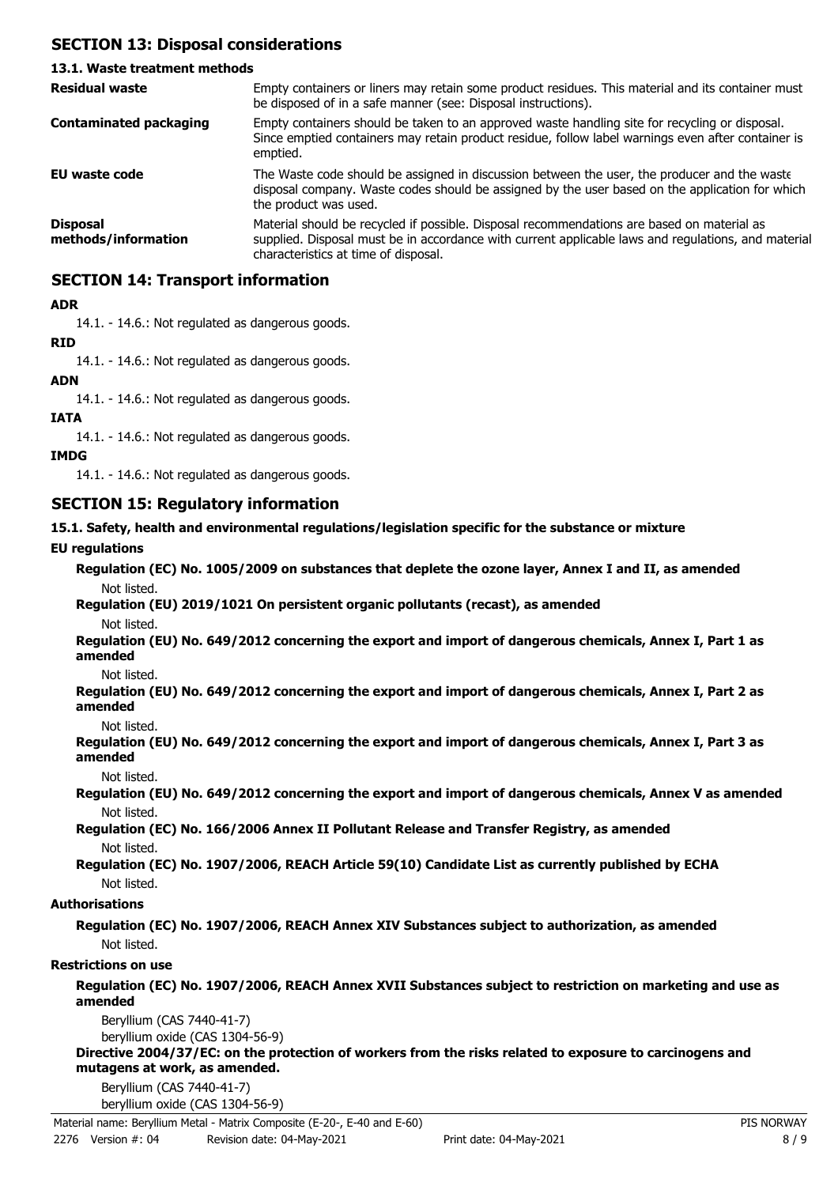## SECTION 13: Disposal considerations

### 13.1. Waste treatment methods

| | |
|---|---|
| **Residual waste** | Empty containers or liners may retain some product residues. This material and its container must be disposed of in a safe manner (see: Disposal instructions). |
| **Contaminated packaging** | Empty containers should be taken to an approved waste handling site for recycling or disposal. Since emptied containers may retain product residue, follow label warnings even after container is emptied. |
| **EU waste code** | The Waste code should be assigned in discussion between the user, the producer and the waste disposal company. Waste codes should be assigned by the user based on the application for which the product was used. |
| **Disposal methods/information** | Material should be recycled if possible. Disposal recommendations are based on material as supplied. Disposal must be in accordance with current applicable laws and regulations, and material characteristics at time of disposal. |

## SECTION 14: Transport information

**ADR**

14.1. - 14.6.: Not regulated as dangerous goods.

**RID**

14.1. - 14.6.: Not regulated as dangerous goods.

**ADN**

14.1. - 14.6.: Not regulated as dangerous goods.

**IATA**

14.1. - 14.6.: Not regulated as dangerous goods.

**IMDG**

14.1. - 14.6.: Not regulated as dangerous goods.

## SECTION 15: Regulatory information

**15.1. Safety, health and environmental regulations/legislation specific for the substance or mixture**

**EU regulations**

**Regulation (EC) No. 1005/2009 on substances that deplete the ozone layer, Annex I and II, as amended**

Not listed.

**Regulation (EU) 2019/1021 On persistent organic pollutants (recast), as amended**

Not listed.

**Regulation (EU) No. 649/2012 concerning the export and import of dangerous chemicals, Annex I, Part 1 as amended**

Not listed.

**Regulation (EU) No. 649/2012 concerning the export and import of dangerous chemicals, Annex I, Part 2 as amended**

Not listed.

**Regulation (EU) No. 649/2012 concerning the export and import of dangerous chemicals, Annex I, Part 3 as amended**

Not listed.

**Regulation (EU) No. 649/2012 concerning the export and import of dangerous chemicals, Annex V as amended**

Not listed.

**Regulation (EC) No. 166/2006 Annex II Pollutant Release and Transfer Registry, as amended**

Not listed.

**Regulation (EC) No. 1907/2006, REACH Article 59(10) Candidate List as currently published by ECHA**

Not listed.

**Authorisations**

**Regulation (EC) No. 1907/2006, REACH Annex XIV Substances subject to authorization, as amended**

Not listed.

**Restrictions on use**

**Regulation (EC) No. 1907/2006, REACH Annex XVII Substances subject to restriction on marketing and use as amended**

Beryllium (CAS 7440-41-7)
beryllium oxide (CAS 1304-56-9)

**Directive 2004/37/EC: on the protection of workers from the risks related to exposure to carcinogens and mutagens at work, as amended.**

Beryllium (CAS 7440-41-7)
beryllium oxide (CAS 1304-56-9)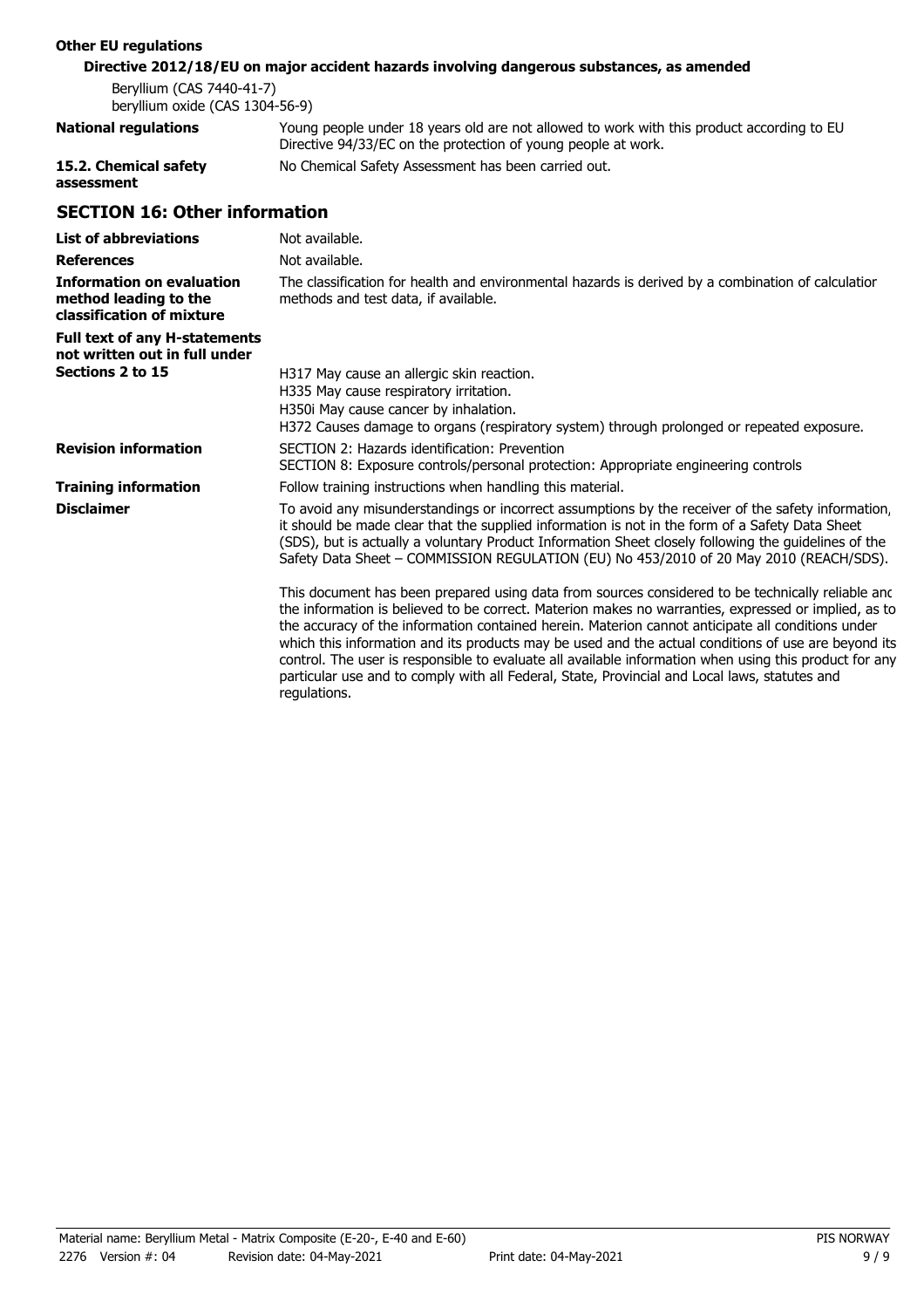**Other EU regulations**

**Directive 2012/18/EU on major accident hazards involving dangerous substances, as amended**

Beryllium (CAS 7440-41-7)
beryllium oxide (CAS 1304-56-9)

| | |
|---|---|
| **National regulations** | Young people under 18 years old are not allowed to work with this product according to EU Directive 94/33/EC on the protection of young people at work. |
| **15.2. Chemical safety assessment** | No Chemical Safety Assessment has been carried out. |

## SECTION 16: Other information

| | |
|---|---|
| **List of abbreviations** | Not available. |
| **References** | Not available. |
| **Information on evaluation method leading to the classification of mixture** | The classification for health and environmental hazards is derived by a combination of calculation methods and test data, if available. |
| **Full text of any H-statements not written out in full under Sections 2 to 15** | H317 May cause an allergic skin reaction.<br>H335 May cause respiratory irritation.<br>H350i May cause cancer by inhalation.<br>H372 Causes damage to organs (respiratory system) through prolonged or repeated exposure. |
| **Revision information** | SECTION 2: Hazards identification: Prevention<br>SECTION 8: Exposure controls/personal protection: Appropriate engineering controls |
| **Training information** | Follow training instructions when handling this material. |
| **Disclaimer** | To avoid any misunderstandings or incorrect assumptions by the receiver of the safety information, it should be made clear that the supplied information is not in the form of a Safety Data Sheet (SDS), but is actually a voluntary Product Information Sheet closely following the guidelines of the Safety Data Sheet – COMMISSION REGULATION (EU) No 453/2010 of 20 May 2010 (REACH/SDS).<br><br>This document has been prepared using data from sources considered to be technically reliable and the information is believed to be correct. Materion makes no warranties, expressed or implied, as to the accuracy of the information contained herein. Materion cannot anticipate all conditions under which this information and its products may be used and the actual conditions of use are beyond its control. The user is responsible to evaluate all available information when using this product for any particular use and to comply with all Federal, State, Provincial and Local laws, statutes and regulations. |